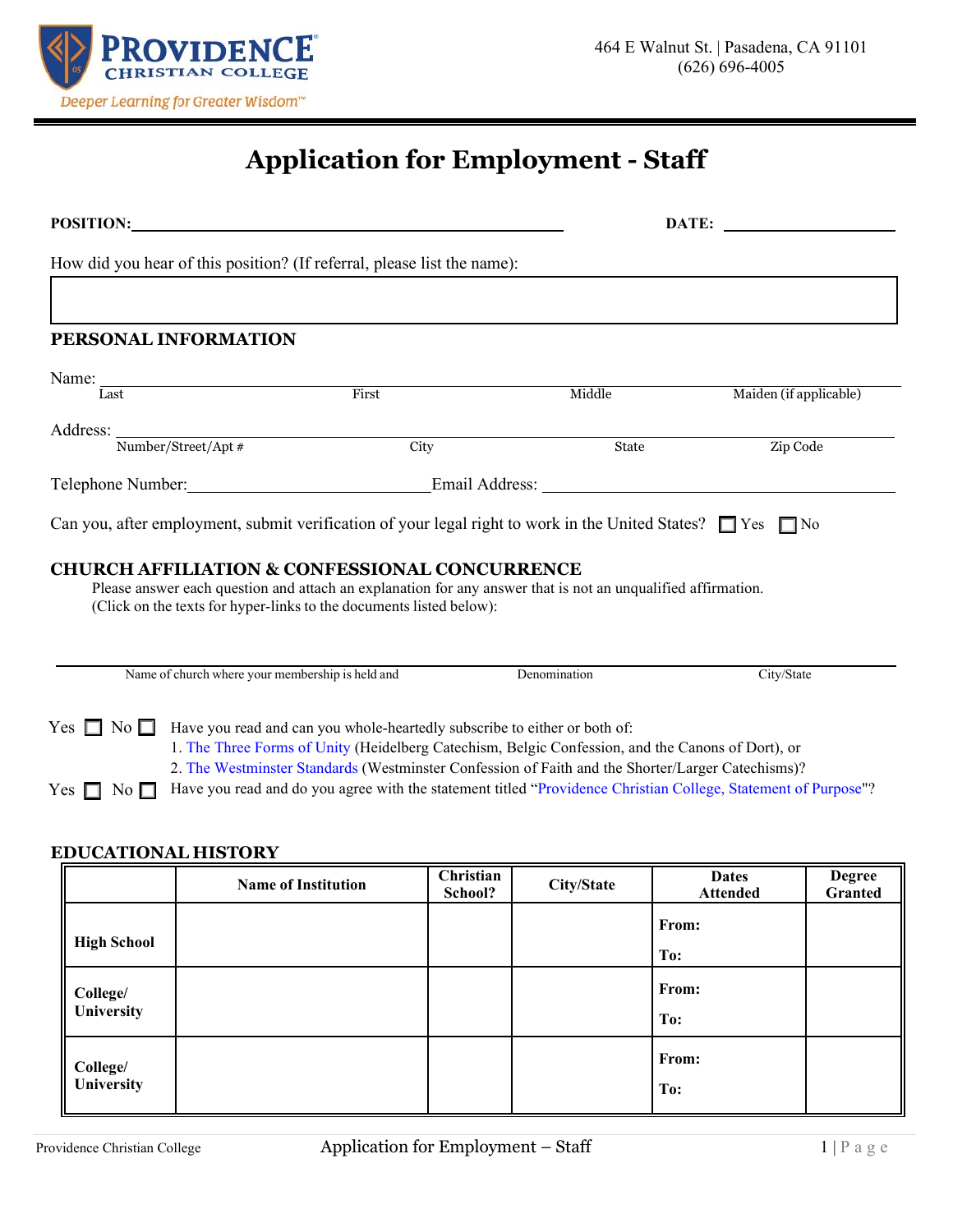**PROVIDENCE**
**CHRISTIAN COLLEGE**
*Deeper Learning for Greater Wisdom™*

464 E Walnut St. | Pasadena, CA 91101
(626) 696-4005

# Application for Employment - Staff

**POSITION:** ______________________________ **DATE:** ______________

How did you hear of this position? (If referral, please list the name):

______________________________________________

## PERSONAL INFORMATION

Name: ______________________________________________
Last | First | Middle | Maiden (if applicable)

Address: ______________________________________________
Number/Street/Apt # | City | State | Zip Code

Telephone Number: ______________________ Email Address: ______________________

Can you, after employment, submit verification of your legal right to work in the United States? ☐ Yes ☐ No

## CHURCH AFFILIATION & CONFESSIONAL CONCURRENCE

Please answer each question and attach an explanation for any answer that is not an unqualified affirmation. (Click on the texts for hyper-links to the documents listed below):

______________________________________________
Name of church where your membership is held and | Denomination | City/State

Yes ☐ No ☐ Have you read and can you whole-heartedly subscribe to either or both of:
1. The Three Forms of Unity (Heidelberg Catechism, Belgic Confession, and the Canons of Dort), or
2. The Westminster Standards (Westminster Confession of Faith and the Shorter/Larger Catechisms)?

Yes ☐ No ☐ Have you read and do you agree with the statement titled "Providence Christian College, Statement of Purpose"?

## EDUCATIONAL HISTORY

| | Name of Institution | Christian School? | City/State | Dates Attended | Degree Granted |
|---|---|---|---|---|---|
| **High School** | | | | **From:** <br> **To:** | |
| **College/ University** | | | | **From:** <br> **To:** | |
| **College/ University** | | | | **From:** <br> **To:** | |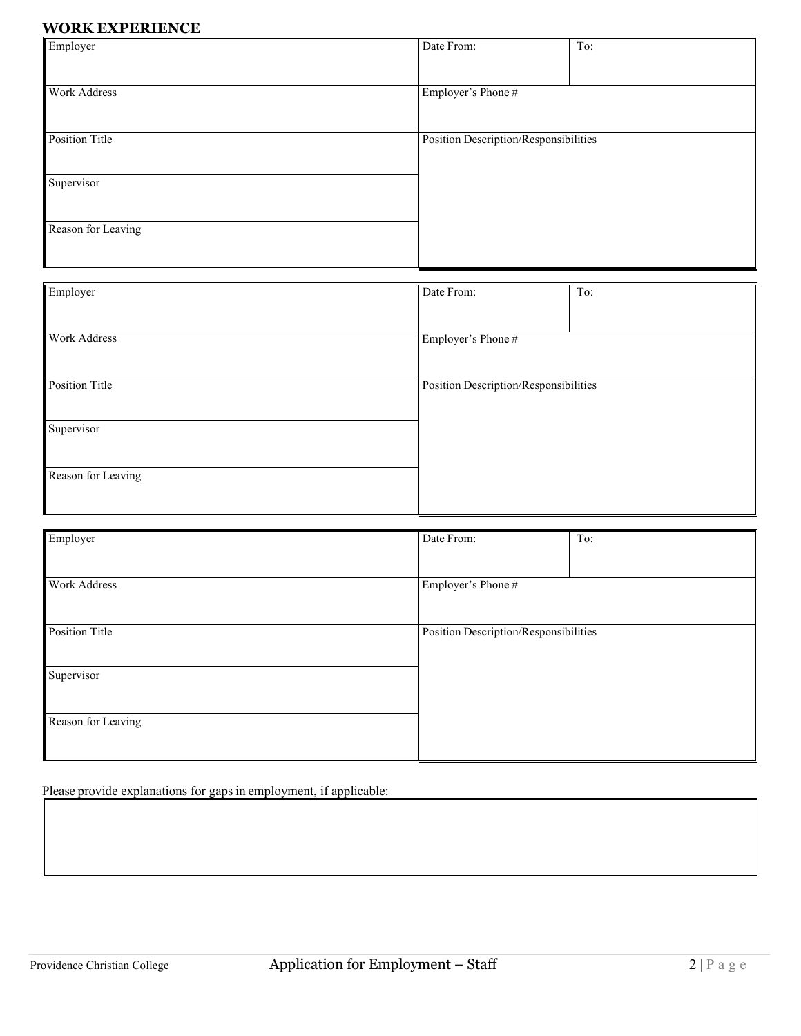## WORK EXPERIENCE

| Employer | Date From: | To: |
|---|---|---|
| Work Address | Employer's Phone # | |
| Position Title | Position Description/Responsibilities | |
| Supervisor | | |
| Reason for Leaving | | |

| Employer | Date From: | To: |
|---|---|---|
| Work Address | Employer's Phone # | |
| Position Title | Position Description/Responsibilities | |
| Supervisor | | |
| Reason for Leaving | | |

| Employer | Date From: | To: |
|---|---|---|
| Work Address | Employer's Phone # | |
| Position Title | Position Description/Responsibilities | |
| Supervisor | | |
| Reason for Leaving | | |

Please provide explanations for gaps in employment, if applicable: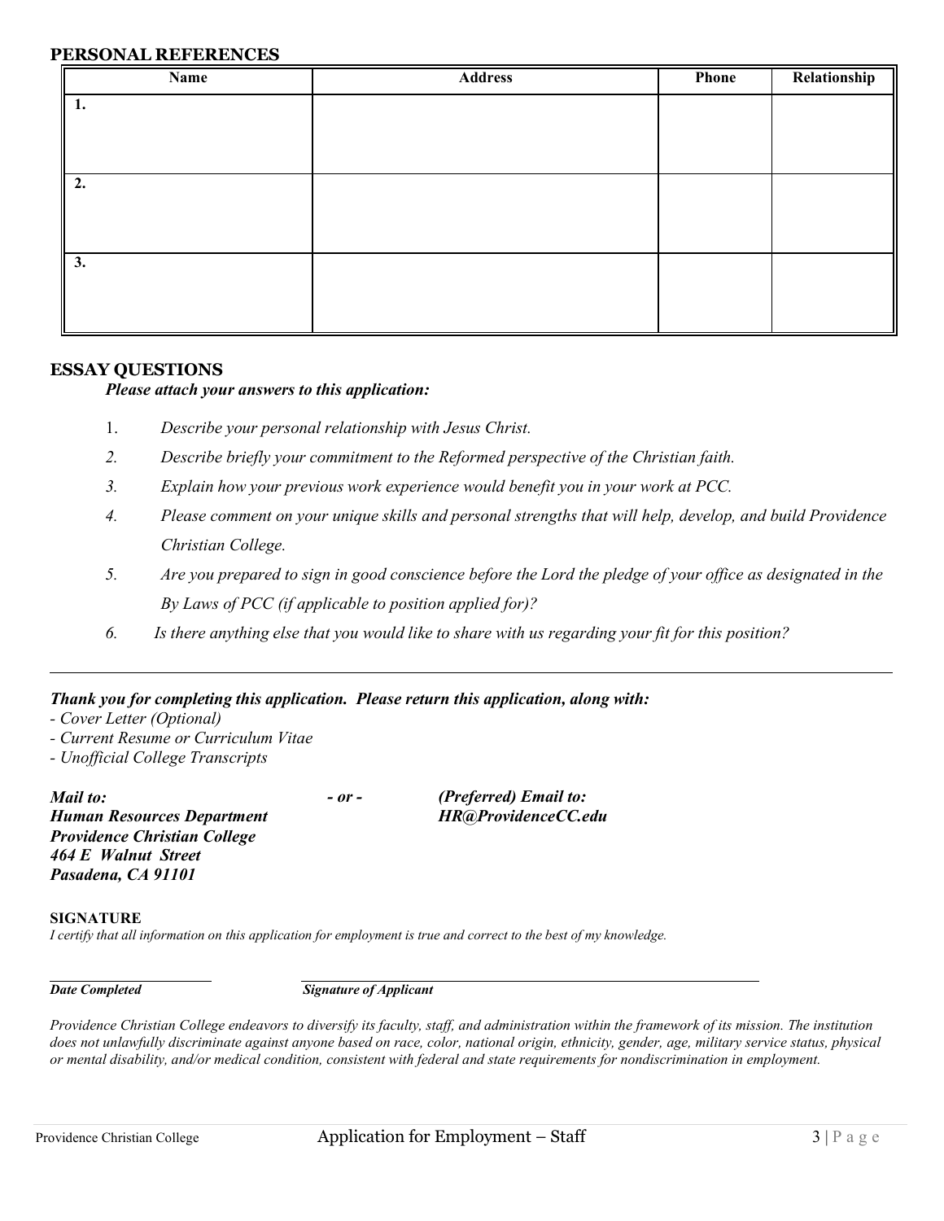## PERSONAL REFERENCES

| Name | Address | Phone | Relationship |
|---|---|---|---|
| 1. | | | |
| 2. | | | |
| 3. | | | |

## ESSAY QUESTIONS

***Please attach your answers to this application:***

1. *Describe your personal relationship with Jesus Christ.*
2. *Describe briefly your commitment to the Reformed perspective of the Christian faith.*
3. *Explain how your previous work experience would benefit you in your work at PCC.*
4. *Please comment on your unique skills and personal strengths that will help, develop, and build Providence Christian College.*
5. *Are you prepared to sign in good conscience before the Lord the pledge of your office as designated in the By Laws of PCC (if applicable to position applied for)?*
6. *Is there anything else that you would like to share with us regarding your fit for this position?*

---

***Thank you for completing this application. Please return this application, along with:***

- *Cover Letter (Optional)*
- *Current Resume or Curriculum Vitae*
- *Unofficial College Transcripts*

***Mail to:***
***Human Resources Department***
***Providence Christian College***
***464 E Walnut Street***
***Pasadena, CA 91101***

***- or -***

***(Preferred) Email to:***
***HR@ProvidenceCC.edu***

**SIGNATURE**

*I certify that all information on this application for employment is true and correct to the best of my knowledge.*

***Date Completed*** ______________________ ***Signature of Applicant*** ______________________

*Providence Christian College endeavors to diversify its faculty, staff, and administration within the framework of its mission. The institution does not unlawfully discriminate against anyone based on race, color, national origin, ethnicity, gender, age, military service status, physical or mental disability, and/or medical condition, consistent with federal and state requirements for nondiscrimination in employment.*